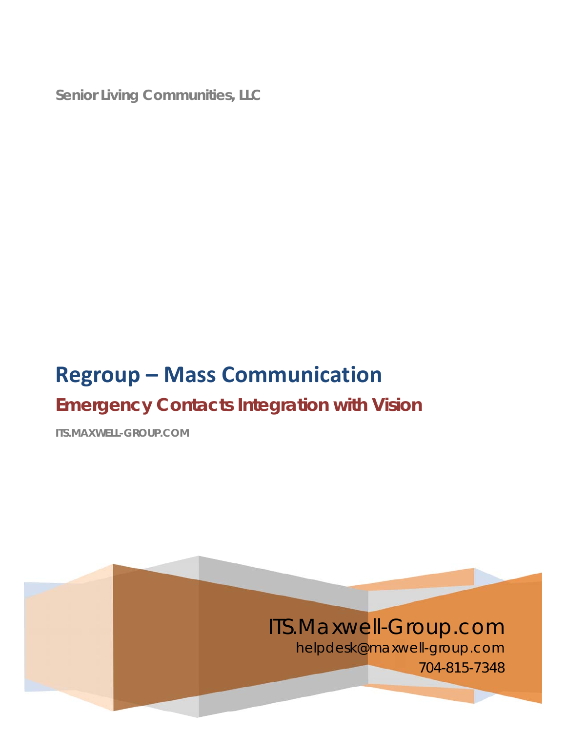Senior Living Communities, LLC

# Regroup – Mass Communication

## Emergency Contacts Integration with Vision

ITS.MAXWELL-GROUP.COM

ITS.Maxwell-Group.com
helpdesk@maxwell-group.com
704-815-7348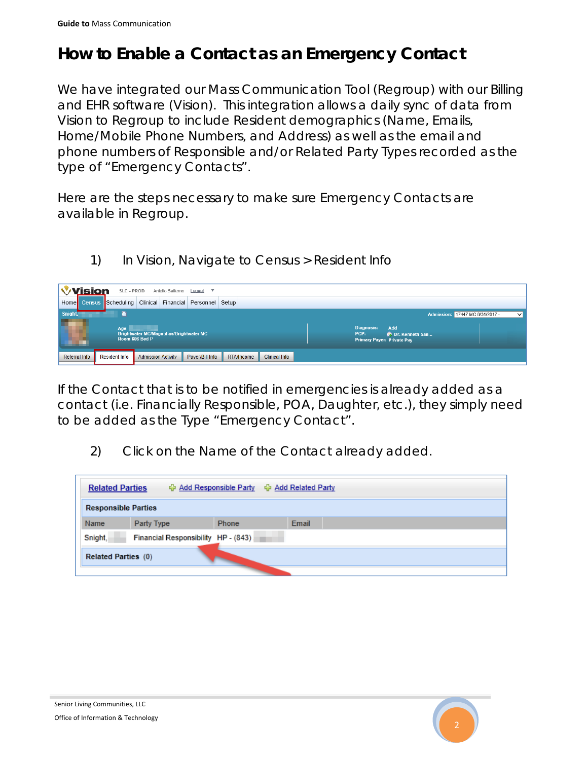# How to Enable a Contact as an Emergency Contact

We have integrated our Mass Communication Tool (Regroup) with our Billing and EHR software (Vision). This integration allows a daily sync of data from Vision to Regroup to include Resident demographics (Name, Emails, Home/Mobile Phone Numbers, and Address) as well as the email and phone numbers of Responsible and/or Related Party Types recorded as the type of "Emergency Contacts".

Here are the steps necessary to make sure Emergency Contacts are available in Regroup.

1) In Vision, Navigate to Census > Resident Info

If the Contact that is to be notified in emergencies is already added as a contact (i.e. Financially Responsible, POA, Daughter, etc.), they simply need to be added as the Type "Emergency Contact".

2) Click on the Name of the Contact already added.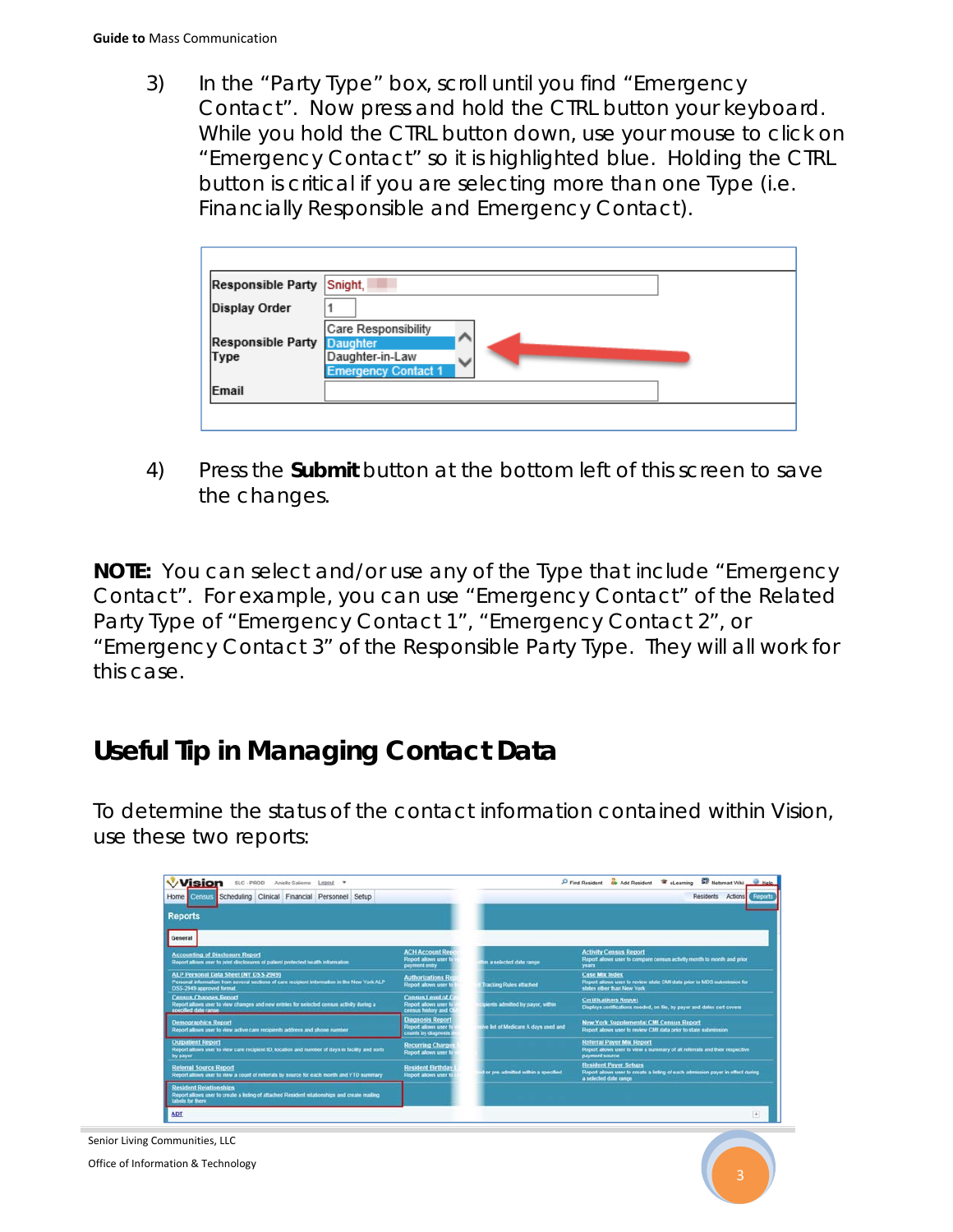3) In the "Party Type" box, scroll until you find "Emergency Contact". Now press and hold the CTRL button your keyboard. While you hold the CTRL button down, use your mouse to click on "Emergency Contact" so it is highlighted blue. Holding the CTRL button is critical if you are selecting more than one Type (i.e. Financially Responsible and Emergency Contact).

4) Press the **Submit** button at the bottom left of this screen to save the changes.

**NOTE:** You can select and/or use any of the Type that include "Emergency Contact". For example, you can use "Emergency Contact" of the Related Party Type of "Emergency Contact 1", "Emergency Contact 2", or "Emergency Contact 3" of the Responsible Party Type. They will all work for this case.

## Useful Tip in Managing Contact Data

To determine the status of the contact information contained within Vision, use these two reports: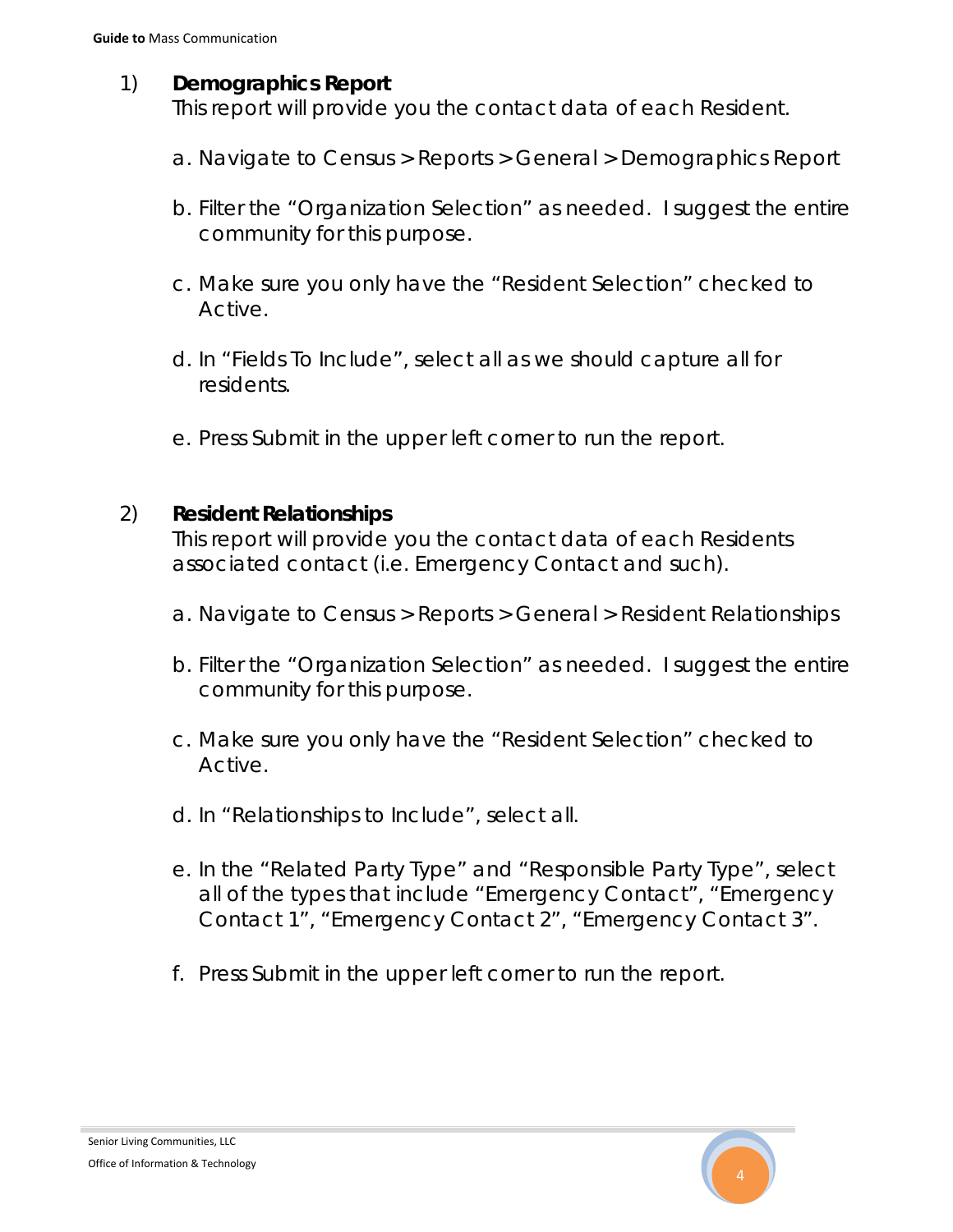1) **Demographics Report**
   This report will provide you the contact data of each Resident.

   a. Navigate to Census > Reports > General > Demographics Report

   b. Filter the "Organization Selection" as needed. I suggest the entire community for this purpose.

   c. Make sure you only have the "Resident Selection" checked to Active.

   d. In "Fields To Include", select all as we should capture all for residents.

   e. Press Submit in the upper left corner to run the report.

2) **Resident Relationships**
   This report will provide you the contact data of each Residents associated contact (i.e. Emergency Contact and such).

   a. Navigate to Census > Reports > General > Resident Relationships

   b. Filter the "Organization Selection" as needed. I suggest the entire community for this purpose.

   c. Make sure you only have the "Resident Selection" checked to Active.

   d. In "Relationships to Include", select all.

   e. In the "Related Party Type" and "Responsible Party Type", select all of the types that include "Emergency Contact", "Emergency Contact 1", "Emergency Contact 2", "Emergency Contact 3".

   f. Press Submit in the upper left corner to run the report.